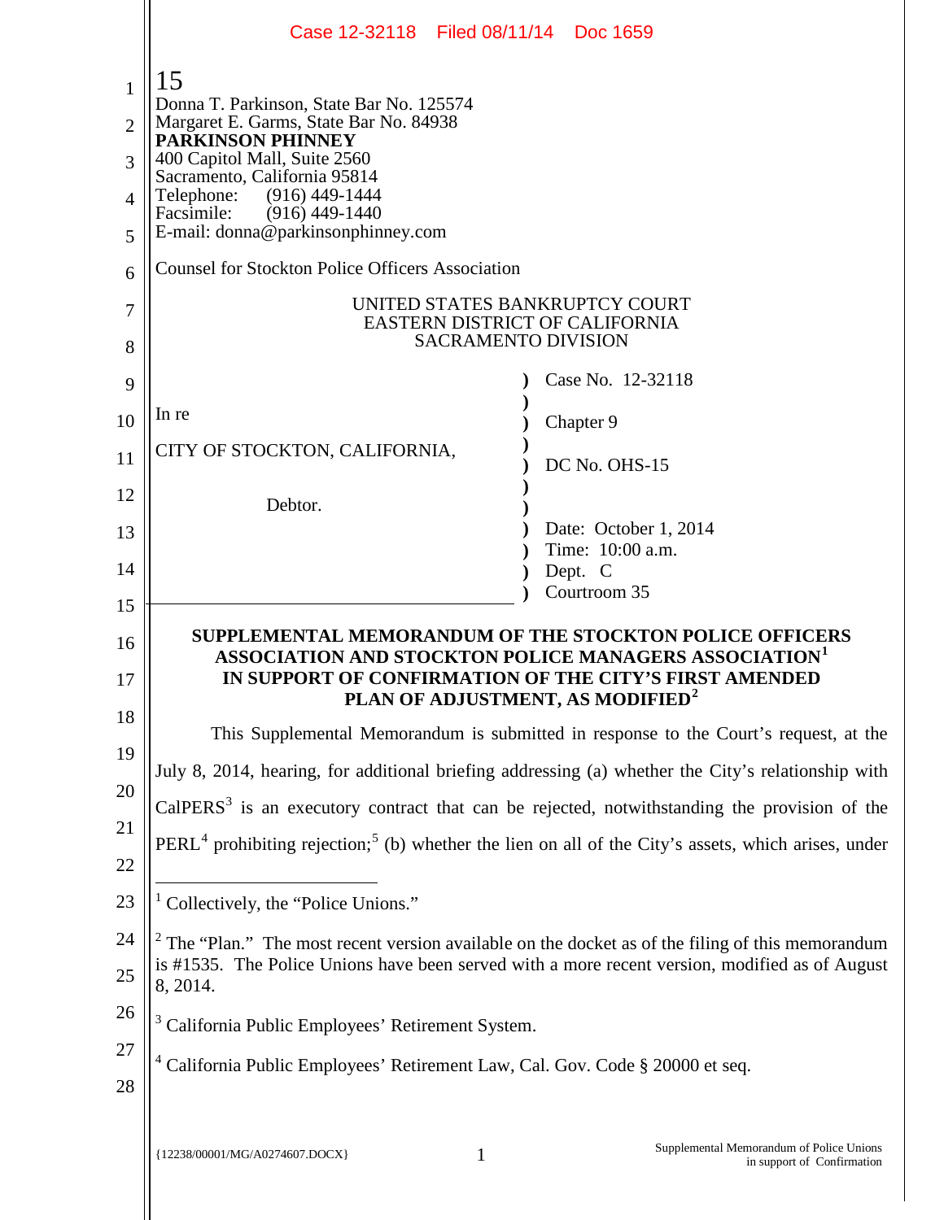Donna T. Parkinson, State Bar No. 125574
Margaret E. Garms, State Bar No. 84938
**PARKINSON PHINNEY**
400 Capitol Mall, Suite 2560
Sacramento, California 95814
Telephone: (916) 449-1444
Facsimile: (916) 449-1440
E-mail: donna@parkinsonphinney.com

Counsel for Stockton Police Officers Association

UNITED STATES BANKRUPTCY COURT
EASTERN DISTRICT OF CALIFORNIA
SACRAMENTO DIVISION

In re

CITY OF STOCKTON, CALIFORNIA,

Debtor.

Case No. 12-32118

Chapter 9

DC No. OHS-15

Date: October 1, 2014
Time: 10:00 a.m.
Dept. C
Courtroom 35

**SUPPLEMENTAL MEMORANDUM OF THE STOCKTON POLICE OFFICERS ASSOCIATION AND STOCKTON POLICE MANAGERS ASSOCIATION[1] IN SUPPORT OF CONFIRMATION OF THE CITY'S FIRST AMENDED PLAN OF ADJUSTMENT, AS MODIFIED[2]**

This Supplemental Memorandum is submitted in response to the Court's request, at the July 8, 2014, hearing, for additional briefing addressing (a) whether the City's relationship with CalPERS[3] is an executory contract that can be rejected, notwithstanding the provision of the PERL[4] prohibiting rejection;[5] (b) whether the lien on all of the City's assets, which arises, under

[1] Collectively, the "Police Unions."

[2] The "Plan." The most recent version available on the docket as of the filing of this memorandum is #1535. The Police Unions have been served with a more recent version, modified as of August 8, 2014.

[3] California Public Employees' Retirement System.

[4] California Public Employees' Retirement Law, Cal. Gov. Code § 20000 et seq.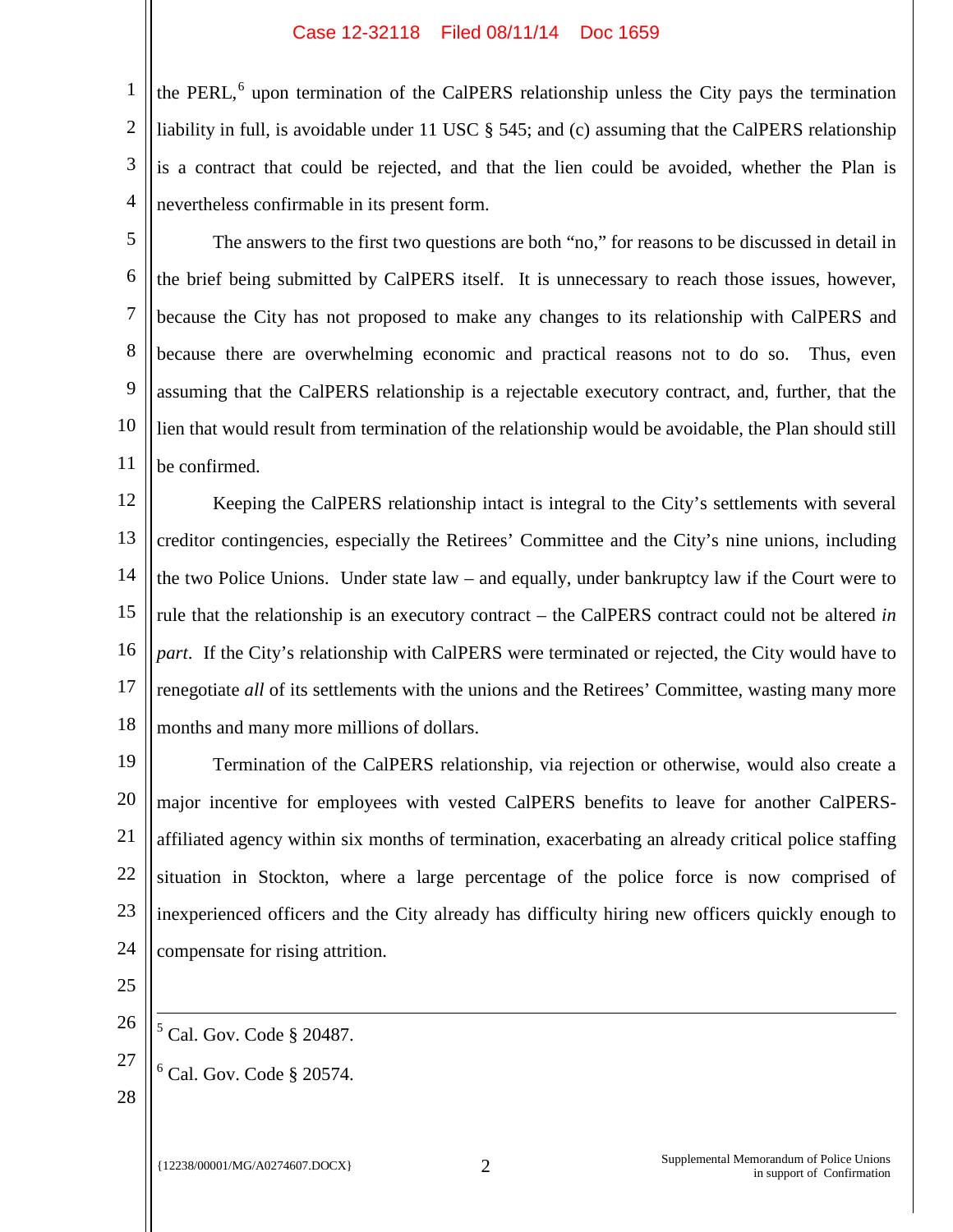the PERL,[6] upon termination of the CalPERS relationship unless the City pays the termination liability in full, is avoidable under 11 USC § 545; and (c) assuming that the CalPERS relationship is a contract that could be rejected, and that the lien could be avoided, whether the Plan is nevertheless confirmable in its present form.

The answers to the first two questions are both "no," for reasons to be discussed in detail in the brief being submitted by CalPERS itself. It is unnecessary to reach those issues, however, because the City has not proposed to make any changes to its relationship with CalPERS and because there are overwhelming economic and practical reasons not to do so. Thus, even assuming that the CalPERS relationship is a rejectable executory contract, and, further, that the lien that would result from termination of the relationship would be avoidable, the Plan should still be confirmed.

Keeping the CalPERS relationship intact is integral to the City's settlements with several creditor contingencies, especially the Retirees' Committee and the City's nine unions, including the two Police Unions. Under state law – and equally, under bankruptcy law if the Court were to rule that the relationship is an executory contract – the CalPERS contract could not be altered *in part*. If the City's relationship with CalPERS were terminated or rejected, the City would have to renegotiate *all* of its settlements with the unions and the Retirees' Committee, wasting many more months and many more millions of dollars.

Termination of the CalPERS relationship, via rejection or otherwise, would also create a major incentive for employees with vested CalPERS benefits to leave for another CalPERS-affiliated agency within six months of termination, exacerbating an already critical police staffing situation in Stockton, where a large percentage of the police force is now comprised of inexperienced officers and the City already has difficulty hiring new officers quickly enough to compensate for rising attrition.

---

[5] Cal. Gov. Code § 20487.

[6] Cal. Gov. Code § 20574.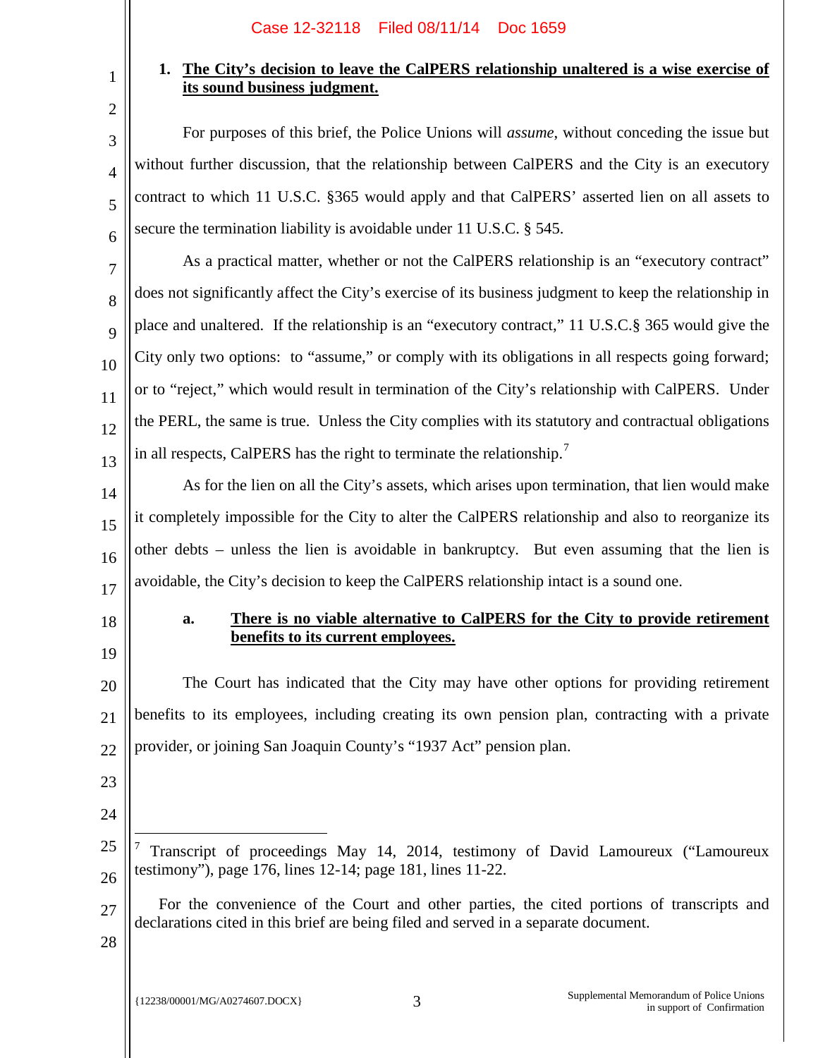**1. <u>The City's decision to leave the CalPERS relationship unaltered is a wise exercise of its sound business judgment.</u>**

For purposes of this brief, the Police Unions will *assume*, without conceding the issue but without further discussion, that the relationship between CalPERS and the City is an executory contract to which 11 U.S.C. §365 would apply and that CalPERS' asserted lien on all assets to secure the termination liability is avoidable under 11 U.S.C. § 545.

As a practical matter, whether or not the CalPERS relationship is an "executory contract" does not significantly affect the City's exercise of its business judgment to keep the relationship in place and unaltered. If the relationship is an "executory contract," 11 U.S.C.§ 365 would give the City only two options: to "assume," or comply with its obligations in all respects going forward; or to "reject," which would result in termination of the City's relationship with CalPERS. Under the PERL, the same is true. Unless the City complies with its statutory and contractual obligations in all respects, CalPERS has the right to terminate the relationship.[7]

As for the lien on all the City's assets, which arises upon termination, that lien would make it completely impossible for the City to alter the CalPERS relationship and also to reorganize its other debts – unless the lien is avoidable in bankruptcy. But even assuming that the lien is avoidable, the City's decision to keep the CalPERS relationship intact is a sound one.

**a. <u>There is no viable alternative to CalPERS for the City to provide retirement benefits to its current employees.</u>**

The Court has indicated that the City may have other options for providing retirement benefits to its employees, including creating its own pension plan, contracting with a private provider, or joining San Joaquin County's "1937 Act" pension plan.

---

[7] Transcript of proceedings May 14, 2014, testimony of David Lamoureux ("Lamoureux testimony"), page 176, lines 12-14; page 181, lines 11-22.

For the convenience of the Court and other parties, the cited portions of transcripts and declarations cited in this brief are being filed and served in a separate document.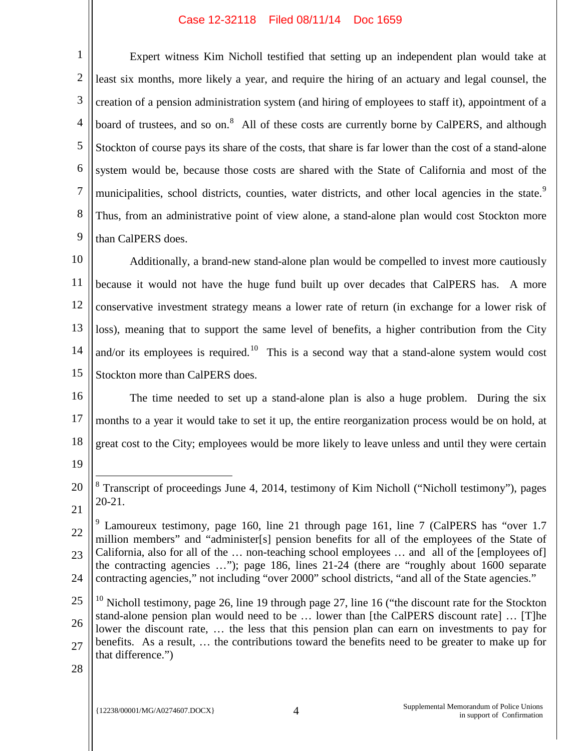Expert witness Kim Nicholl testified that setting up an independent plan would take at least six months, more likely a year, and require the hiring of an actuary and legal counsel, the creation of a pension administration system (and hiring of employees to staff it), appointment of a board of trustees, and so on.[8] All of these costs are currently borne by CalPERS, and although Stockton of course pays its share of the costs, that share is far lower than the cost of a stand-alone system would be, because those costs are shared with the State of California and most of the municipalities, school districts, counties, water districts, and other local agencies in the state.[9] Thus, from an administrative point of view alone, a stand-alone plan would cost Stockton more than CalPERS does.

Additionally, a brand-new stand-alone plan would be compelled to invest more cautiously because it would not have the huge fund built up over decades that CalPERS has. A more conservative investment strategy means a lower rate of return (in exchange for a lower risk of loss), meaning that to support the same level of benefits, a higher contribution from the City and/or its employees is required.[10] This is a second way that a stand-alone system would cost Stockton more than CalPERS does.

The time needed to set up a stand-alone plan is also a huge problem. During the six months to a year it would take to set it up, the entire reorganization process would be on hold, at great cost to the City; employees would be more likely to leave unless and until they were certain

---

[8] Transcript of proceedings June 4, 2014, testimony of Kim Nicholl ("Nicholl testimony"), pages 20-21.

[9] Lamoureux testimony, page 160, line 21 through page 161, line 7 (CalPERS has "over 1.7 million members" and "administer[s] pension benefits for all of the employees of the State of California, also for all of the … non-teaching school employees … and all of the [employees of] the contracting agencies …"); page 186, lines 21-24 (there are "roughly about 1600 separate contracting agencies," not including "over 2000" school districts, "and all of the State agencies."

[10] Nicholl testimony, page 26, line 19 through page 27, line 16 ("the discount rate for the Stockton stand-alone pension plan would need to be … lower than [the CalPERS discount rate] … [T]he lower the discount rate, … the less that this pension plan can earn on investments to pay for benefits. As a result, … the contributions toward the benefits need to be greater to make up for that difference.")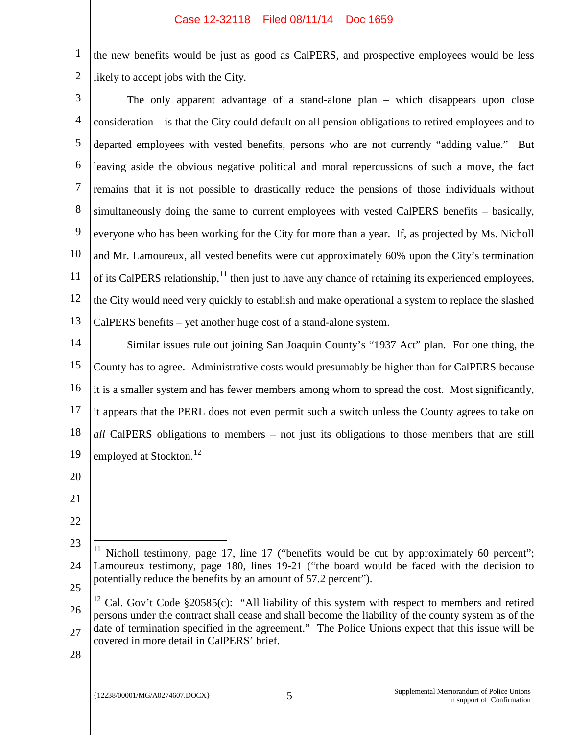the new benefits would be just as good as CalPERS, and prospective employees would be less likely to accept jobs with the City.

The only apparent advantage of a stand-alone plan – which disappears upon close consideration – is that the City could default on all pension obligations to retired employees and to departed employees with vested benefits, persons who are not currently "adding value." But leaving aside the obvious negative political and moral repercussions of such a move, the fact remains that it is not possible to drastically reduce the pensions of those individuals without simultaneously doing the same to current employees with vested CalPERS benefits – basically, everyone who has been working for the City for more than a year. If, as projected by Ms. Nicholl and Mr. Lamoureux, all vested benefits were cut approximately 60% upon the City's termination of its CalPERS relationship,[11] then just to have any chance of retaining its experienced employees, the City would need very quickly to establish and make operational a system to replace the slashed CalPERS benefits – yet another huge cost of a stand-alone system.

Similar issues rule out joining San Joaquin County's "1937 Act" plan. For one thing, the County has to agree. Administrative costs would presumably be higher than for CalPERS because it is a smaller system and has fewer members among whom to spread the cost. Most significantly, it appears that the PERL does not even permit such a switch unless the County agrees to take on *all* CalPERS obligations to members – not just its obligations to those members that are still employed at Stockton.[12]

---

[11] Nicholl testimony, page 17, line 17 ("benefits would be cut by approximately 60 percent"; Lamoureux testimony, page 180, lines 19-21 ("the board would be faced with the decision to potentially reduce the benefits by an amount of 57.2 percent").

[12] Cal. Gov't Code §20585(c): "All liability of this system with respect to members and retired persons under the contract shall cease and shall become the liability of the county system as of the date of termination specified in the agreement." The Police Unions expect that this issue will be covered in more detail in CalPERS' brief.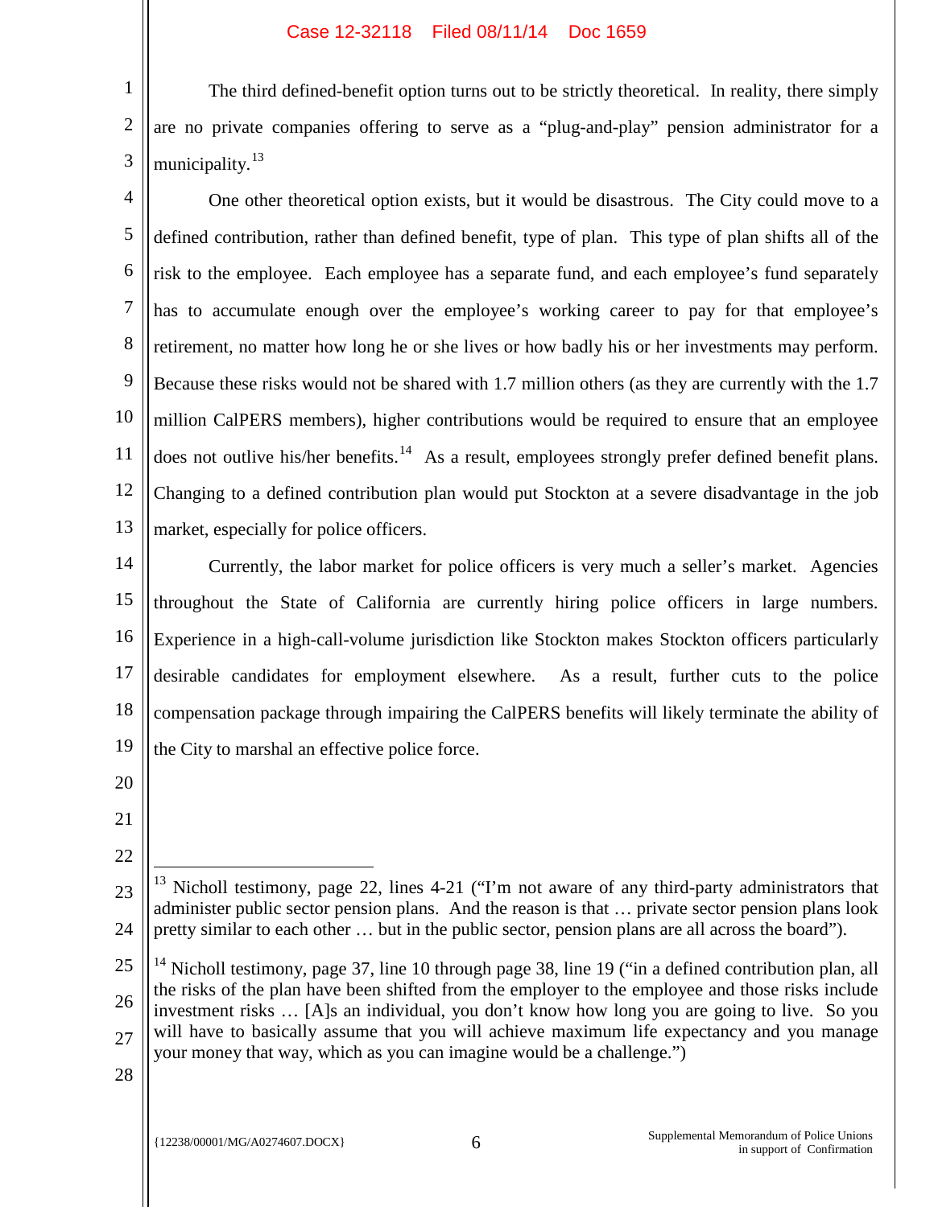The third defined-benefit option turns out to be strictly theoretical. In reality, there simply are no private companies offering to serve as a "plug-and-play" pension administrator for a municipality.[13]

One other theoretical option exists, but it would be disastrous. The City could move to a defined contribution, rather than defined benefit, type of plan. This type of plan shifts all of the risk to the employee. Each employee has a separate fund, and each employee's fund separately has to accumulate enough over the employee's working career to pay for that employee's retirement, no matter how long he or she lives or how badly his or her investments may perform. Because these risks would not be shared with 1.7 million others (as they are currently with the 1.7 million CalPERS members), higher contributions would be required to ensure that an employee does not outlive his/her benefits.[14] As a result, employees strongly prefer defined benefit plans. Changing to a defined contribution plan would put Stockton at a severe disadvantage in the job market, especially for police officers.

Currently, the labor market for police officers is very much a seller's market. Agencies throughout the State of California are currently hiring police officers in large numbers. Experience in a high-call-volume jurisdiction like Stockton makes Stockton officers particularly desirable candidates for employment elsewhere. As a result, further cuts to the police compensation package through impairing the CalPERS benefits will likely terminate the ability of the City to marshal an effective police force.

---

[13] Nicholl testimony, page 22, lines 4-21 ("I'm not aware of any third-party administrators that administer public sector pension plans. And the reason is that … private sector pension plans look pretty similar to each other … but in the public sector, pension plans are all across the board").

[14] Nicholl testimony, page 37, line 10 through page 38, line 19 ("in a defined contribution plan, all the risks of the plan have been shifted from the employer to the employee and those risks include investment risks … [A]s an individual, you don't know how long you are going to live. So you will have to basically assume that you will achieve maximum life expectancy and you manage your money that way, which as you can imagine would be a challenge.")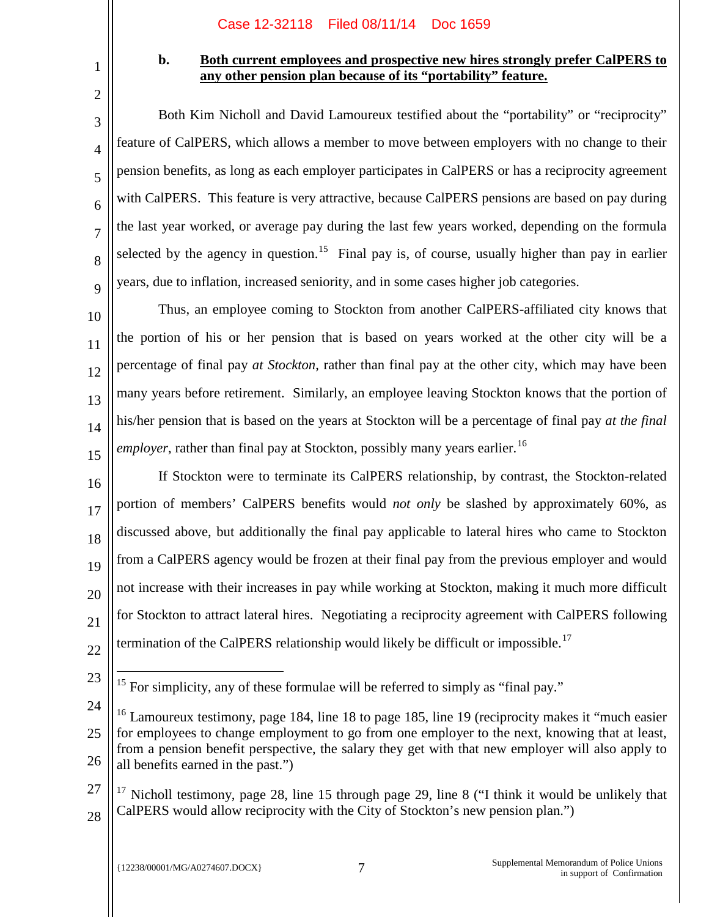**b. Both current employees and prospective new hires strongly prefer CalPERS to any other pension plan because of its "portability" feature.**

Both Kim Nicholl and David Lamoureux testified about the "portability" or "reciprocity" feature of CalPERS, which allows a member to move between employers with no change to their pension benefits, as long as each employer participates in CalPERS or has a reciprocity agreement with CalPERS. This feature is very attractive, because CalPERS pensions are based on pay during the last year worked, or average pay during the last few years worked, depending on the formula selected by the agency in question.[15] Final pay is, of course, usually higher than pay in earlier years, due to inflation, increased seniority, and in some cases higher job categories.

Thus, an employee coming to Stockton from another CalPERS-affiliated city knows that the portion of his or her pension that is based on years worked at the other city will be a percentage of final pay *at Stockton*, rather than final pay at the other city, which may have been many years before retirement. Similarly, an employee leaving Stockton knows that the portion of his/her pension that is based on the years at Stockton will be a percentage of final pay *at the final employer*, rather than final pay at Stockton, possibly many years earlier.[16]

If Stockton were to terminate its CalPERS relationship, by contrast, the Stockton-related portion of members' CalPERS benefits would *not only* be slashed by approximately 60%, as discussed above, but additionally the final pay applicable to lateral hires who came to Stockton from a CalPERS agency would be frozen at their final pay from the previous employer and would not increase with their increases in pay while working at Stockton, making it much more difficult for Stockton to attract lateral hires. Negotiating a reciprocity agreement with CalPERS following termination of the CalPERS relationship would likely be difficult or impossible.[17]

---

[15] For simplicity, any of these formulae will be referred to simply as "final pay."

[16] Lamoureux testimony, page 184, line 18 to page 185, line 19 (reciprocity makes it "much easier for employees to change employment to go from one employer to the next, knowing that at least, from a pension benefit perspective, the salary they get with that new employer will also apply to all benefits earned in the past.")

[17] Nicholl testimony, page 28, line 15 through page 29, line 8 ("I think it would be unlikely that CalPERS would allow reciprocity with the City of Stockton's new pension plan.")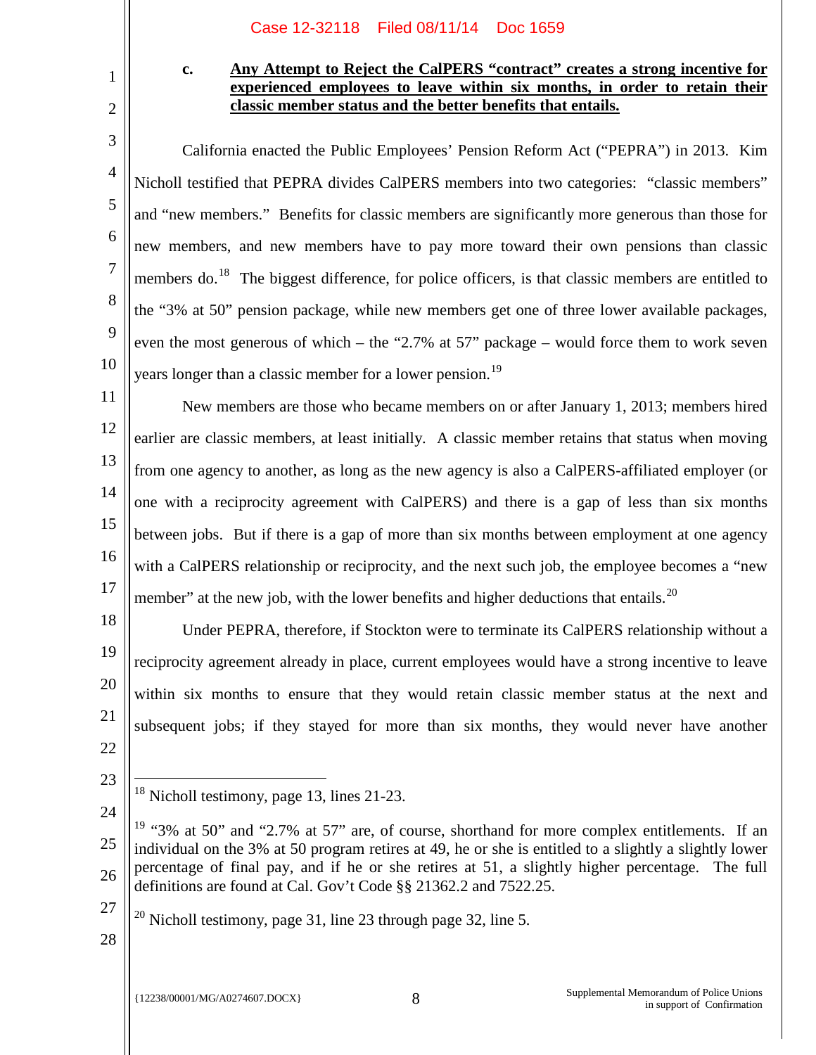**c. Any Attempt to Reject the CalPERS "contract" creates a strong incentive for experienced employees to leave within six months, in order to retain their classic member status and the better benefits that entails.**

California enacted the Public Employees' Pension Reform Act ("PEPRA") in 2013. Kim Nicholl testified that PEPRA divides CalPERS members into two categories: "classic members" and "new members." Benefits for classic members are significantly more generous than those for new members, and new members have to pay more toward their own pensions than classic members do.[18] The biggest difference, for police officers, is that classic members are entitled to the "3% at 50" pension package, while new members get one of three lower available packages, even the most generous of which – the "2.7% at 57" package – would force them to work seven years longer than a classic member for a lower pension.[19]

New members are those who became members on or after January 1, 2013; members hired earlier are classic members, at least initially. A classic member retains that status when moving from one agency to another, as long as the new agency is also a CalPERS-affiliated employer (or one with a reciprocity agreement with CalPERS) and there is a gap of less than six months between jobs. But if there is a gap of more than six months between employment at one agency with a CalPERS relationship or reciprocity, and the next such job, the employee becomes a "new member" at the new job, with the lower benefits and higher deductions that entails.[20]

Under PEPRA, therefore, if Stockton were to terminate its CalPERS relationship without a reciprocity agreement already in place, current employees would have a strong incentive to leave within six months to ensure that they would retain classic member status at the next and subsequent jobs; if they stayed for more than six months, they would never have another

---

[18] Nicholl testimony, page 13, lines 21-23.

[19] "3% at 50" and "2.7% at 57" are, of course, shorthand for more complex entitlements. If an individual on the 3% at 50 program retires at 49, he or she is entitled to a slightly a slightly lower percentage of final pay, and if he or she retires at 51, a slightly higher percentage. The full definitions are found at Cal. Gov't Code §§ 21362.2 and 7522.25.

[20] Nicholl testimony, page 31, line 23 through page 32, line 5.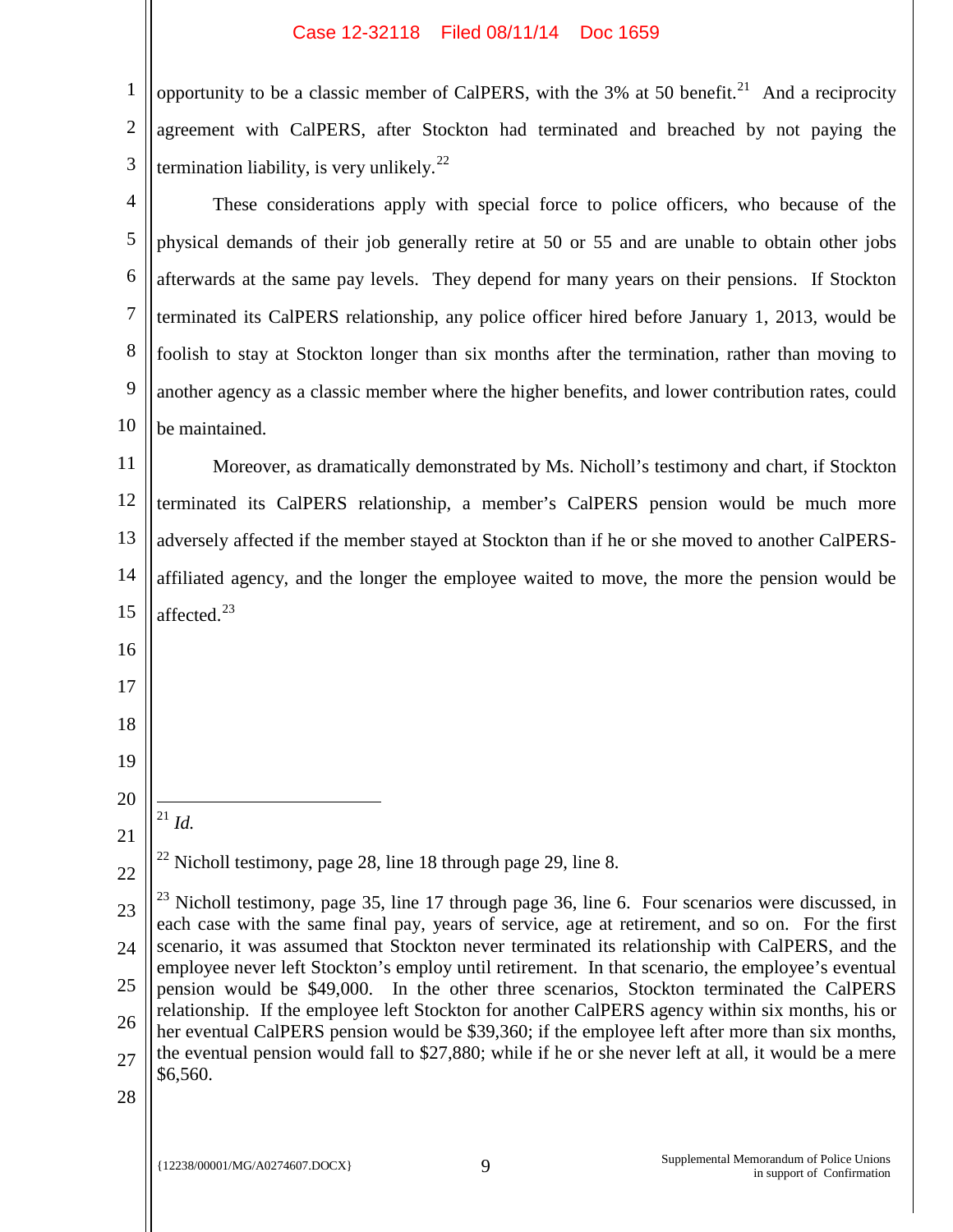opportunity to be a classic member of CalPERS, with the 3% at 50 benefit.[21] And a reciprocity agreement with CalPERS, after Stockton had terminated and breached by not paying the termination liability, is very unlikely.[22]

These considerations apply with special force to police officers, who because of the physical demands of their job generally retire at 50 or 55 and are unable to obtain other jobs afterwards at the same pay levels. They depend for many years on their pensions. If Stockton terminated its CalPERS relationship, any police officer hired before January 1, 2013, would be foolish to stay at Stockton longer than six months after the termination, rather than moving to another agency as a classic member where the higher benefits, and lower contribution rates, could be maintained.

Moreover, as dramatically demonstrated by Ms. Nicholl's testimony and chart, if Stockton terminated its CalPERS relationship, a member's CalPERS pension would be much more adversely affected if the member stayed at Stockton than if he or she moved to another CalPERS-affiliated agency, and the longer the employee waited to move, the more the pension would be affected.[23]

---

[21] *Id.*

[22] Nicholl testimony, page 28, line 18 through page 29, line 8.

[23] Nicholl testimony, page 35, line 17 through page 36, line 6. Four scenarios were discussed, in each case with the same final pay, years of service, age at retirement, and so on. For the first scenario, it was assumed that Stockton never terminated its relationship with CalPERS, and the employee never left Stockton's employ until retirement. In that scenario, the employee's eventual pension would be $49,000. In the other three scenarios, Stockton terminated the CalPERS relationship. If the employee left Stockton for another CalPERS agency within six months, his or her eventual CalPERS pension would be $39,360; if the employee left after more than six months, the eventual pension would fall to $27,880; while if he or she never left at all, it would be a mere $6,560.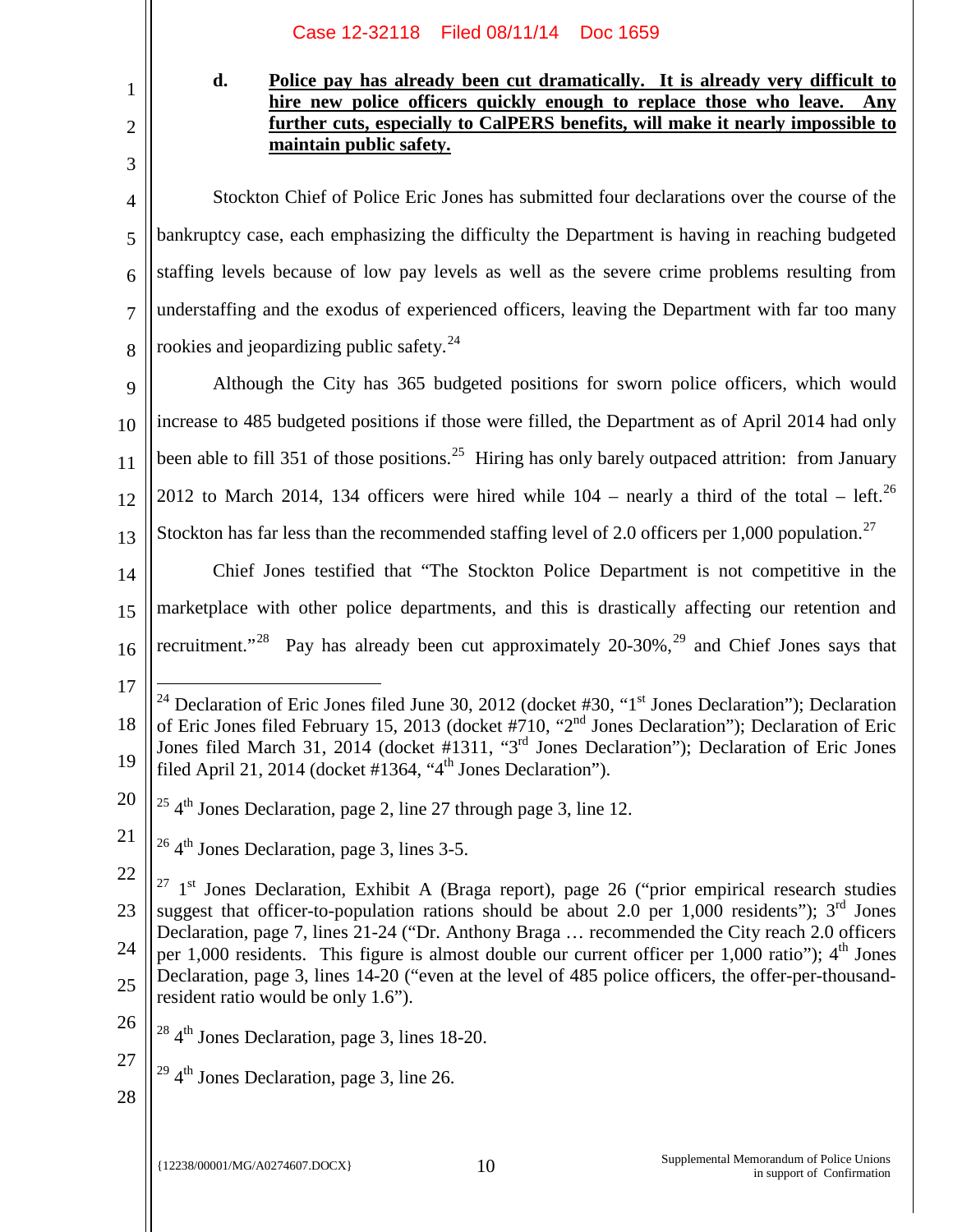**d. Police pay has already been cut dramatically. It is already very difficult to hire new police officers quickly enough to replace those who leave. Any further cuts, especially to CalPERS benefits, will make it nearly impossible to maintain public safety.**

Stockton Chief of Police Eric Jones has submitted four declarations over the course of the bankruptcy case, each emphasizing the difficulty the Department is having in reaching budgeted staffing levels because of low pay levels as well as the severe crime problems resulting from understaffing and the exodus of experienced officers, leaving the Department with far too many rookies and jeopardizing public safety.[24]

Although the City has 365 budgeted positions for sworn police officers, which would increase to 485 budgeted positions if those were filled, the Department as of April 2014 had only been able to fill 351 of those positions.[25] Hiring has only barely outpaced attrition: from January 2012 to March 2014, 134 officers were hired while 104 – nearly a third of the total – left.[26] Stockton has far less than the recommended staffing level of 2.0 officers per 1,000 population.[27]

Chief Jones testified that "The Stockton Police Department is not competitive in the marketplace with other police departments, and this is drastically affecting our retention and recruitment."[28] Pay has already been cut approximately 20-30%,[29] and Chief Jones says that

---

[24] Declaration of Eric Jones filed June 30, 2012 (docket #30, "1st Jones Declaration"); Declaration of Eric Jones filed February 15, 2013 (docket #710, "2nd Jones Declaration"); Declaration of Eric Jones filed March 31, 2014 (docket #1311, "3rd Jones Declaration"); Declaration of Eric Jones filed April 21, 2014 (docket #1364, "4th Jones Declaration").

[25] 4th Jones Declaration, page 2, line 27 through page 3, line 12.

[26] 4th Jones Declaration, page 3, lines 3-5.

[27] 1st Jones Declaration, Exhibit A (Braga report), page 26 ("prior empirical research studies suggest that officer-to-population rations should be about 2.0 per 1,000 residents"); 3rd Jones Declaration, page 7, lines 21-24 ("Dr. Anthony Braga … recommended the City reach 2.0 officers per 1,000 residents. This figure is almost double our current officer per 1,000 ratio"); 4th Jones Declaration, page 3, lines 14-20 ("even at the level of 485 police officers, the offer-per-thousand-resident ratio would be only 1.6").

[28] 4th Jones Declaration, page 3, lines 18-20.

[29] 4th Jones Declaration, page 3, line 26.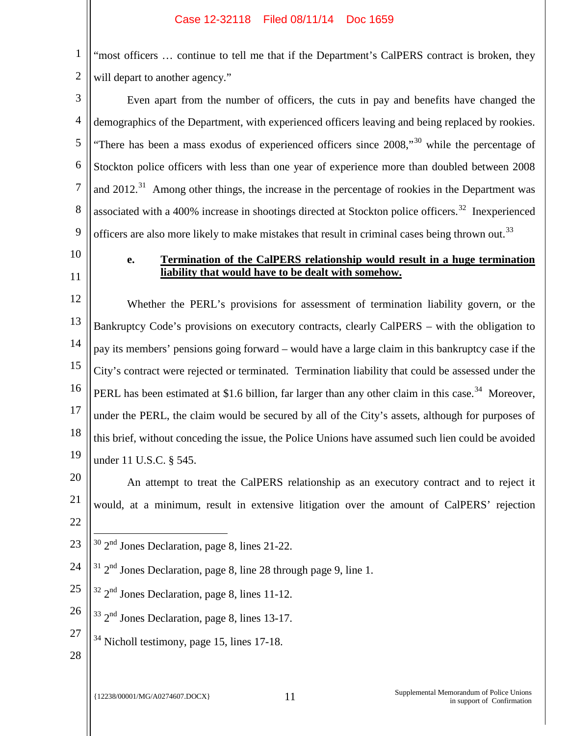"most officers … continue to tell me that if the Department's CalPERS contract is broken, they will depart to another agency."

Even apart from the number of officers, the cuts in pay and benefits have changed the demographics of the Department, with experienced officers leaving and being replaced by rookies. "There has been a mass exodus of experienced officers since 2008,"[30] while the percentage of Stockton police officers with less than one year of experience more than doubled between 2008 and 2012.[31] Among other things, the increase in the percentage of rookies in the Department was associated with a 400% increase in shootings directed at Stockton police officers.[32] Inexperienced officers are also more likely to make mistakes that result in criminal cases being thrown out.[33]

**e. Termination of the CalPERS relationship would result in a huge termination liability that would have to be dealt with somehow.**

Whether the PERL's provisions for assessment of termination liability govern, or the Bankruptcy Code's provisions on executory contracts, clearly CalPERS – with the obligation to pay its members' pensions going forward – would have a large claim in this bankruptcy case if the City's contract were rejected or terminated. Termination liability that could be assessed under the PERL has been estimated at $1.6 billion, far larger than any other claim in this case.[34] Moreover, under the PERL, the claim would be secured by all of the City's assets, although for purposes of this brief, without conceding the issue, the Police Unions have assumed such lien could be avoided under 11 U.S.C. § 545.

An attempt to treat the CalPERS relationship as an executory contract and to reject it would, at a minimum, result in extensive litigation over the amount of CalPERS' rejection

---

[30] 2nd Jones Declaration, page 8, lines 21-22.

[31] 2nd Jones Declaration, page 8, line 28 through page 9, line 1.

[32] 2nd Jones Declaration, page 8, lines 11-12.

[33] 2nd Jones Declaration, page 8, lines 13-17.

[34] Nicholl testimony, page 15, lines 17-18.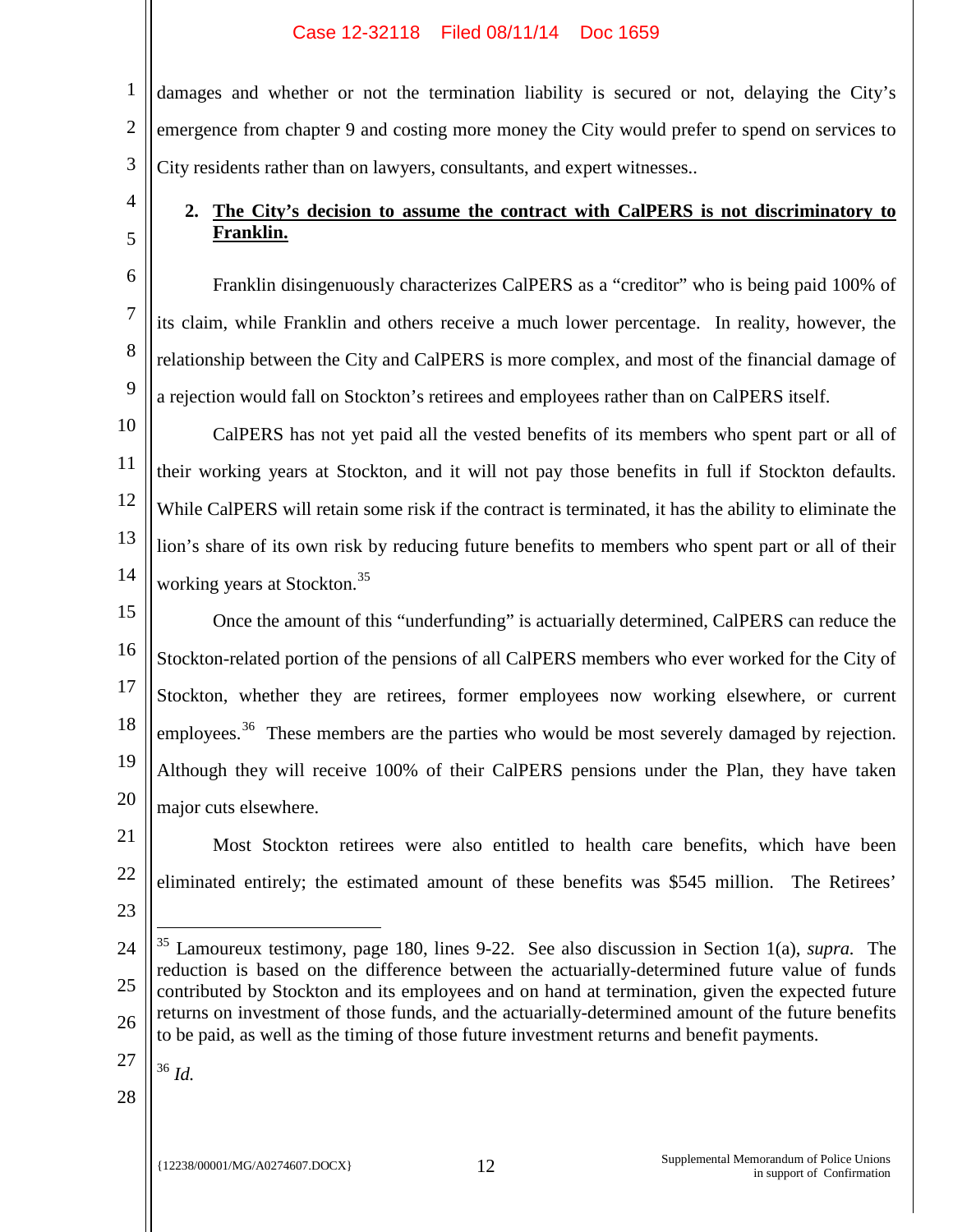damages and whether or not the termination liability is secured or not, delaying the City's emergence from chapter 9 and costing more money the City would prefer to spend on services to City residents rather than on lawyers, consultants, and expert witnesses..

### 2. The City's decision to assume the contract with CalPERS is not discriminatory to Franklin.

Franklin disingenuously characterizes CalPERS as a "creditor" who is being paid 100% of its claim, while Franklin and others receive a much lower percentage. In reality, however, the relationship between the City and CalPERS is more complex, and most of the financial damage of a rejection would fall on Stockton's retirees and employees rather than on CalPERS itself.

CalPERS has not yet paid all the vested benefits of its members who spent part or all of their working years at Stockton, and it will not pay those benefits in full if Stockton defaults. While CalPERS will retain some risk if the contract is terminated, it has the ability to eliminate the lion's share of its own risk by reducing future benefits to members who spent part or all of their working years at Stockton.[35]

Once the amount of this "underfunding" is actuarially determined, CalPERS can reduce the Stockton-related portion of the pensions of all CalPERS members who ever worked for the City of Stockton, whether they are retirees, former employees now working elsewhere, or current employees.[36] These members are the parties who would be most severely damaged by rejection. Although they will receive 100% of their CalPERS pensions under the Plan, they have taken major cuts elsewhere.

Most Stockton retirees were also entitled to health care benefits, which have been eliminated entirely; the estimated amount of these benefits was $545 million. The Retirees'

---

[35] Lamoureux testimony, page 180, lines 9-22. See also discussion in Section 1(a), *supra.* The reduction is based on the difference between the actuarially-determined future value of funds contributed by Stockton and its employees and on hand at termination, given the expected future returns on investment of those funds, and the actuarially-determined amount of the future benefits to be paid, as well as the timing of those future investment returns and benefit payments.

[36] *Id.*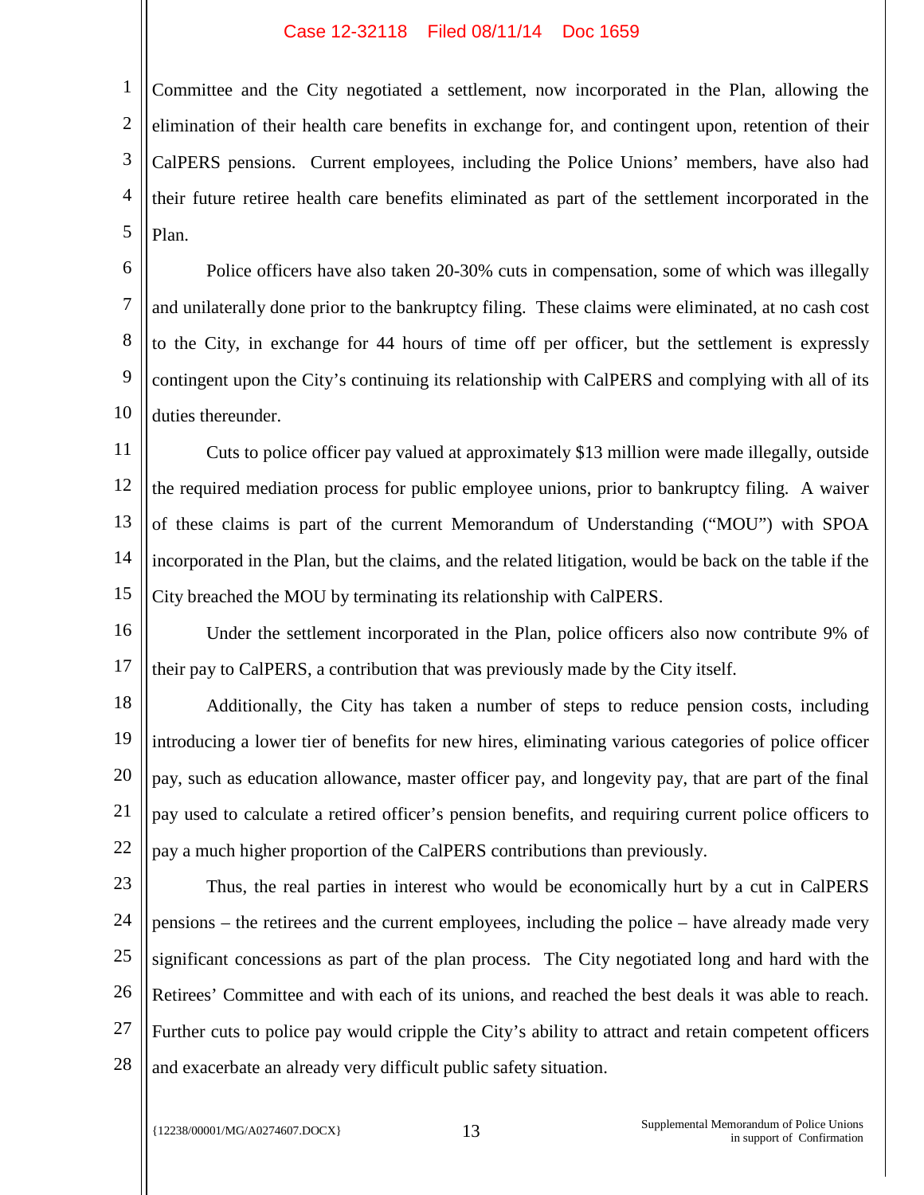Committee and the City negotiated a settlement, now incorporated in the Plan, allowing the elimination of their health care benefits in exchange for, and contingent upon, retention of their CalPERS pensions. Current employees, including the Police Unions' members, have also had their future retiree health care benefits eliminated as part of the settlement incorporated in the Plan.

Police officers have also taken 20-30% cuts in compensation, some of which was illegally and unilaterally done prior to the bankruptcy filing. These claims were eliminated, at no cash cost to the City, in exchange for 44 hours of time off per officer, but the settlement is expressly contingent upon the City's continuing its relationship with CalPERS and complying with all of its duties thereunder.

Cuts to police officer pay valued at approximately $13 million were made illegally, outside the required mediation process for public employee unions, prior to bankruptcy filing. A waiver of these claims is part of the current Memorandum of Understanding ("MOU") with SPOA incorporated in the Plan, but the claims, and the related litigation, would be back on the table if the City breached the MOU by terminating its relationship with CalPERS.

Under the settlement incorporated in the Plan, police officers also now contribute 9% of their pay to CalPERS, a contribution that was previously made by the City itself.

Additionally, the City has taken a number of steps to reduce pension costs, including introducing a lower tier of benefits for new hires, eliminating various categories of police officer pay, such as education allowance, master officer pay, and longevity pay, that are part of the final pay used to calculate a retired officer's pension benefits, and requiring current police officers to pay a much higher proportion of the CalPERS contributions than previously.

Thus, the real parties in interest who would be economically hurt by a cut in CalPERS pensions – the retirees and the current employees, including the police – have already made very significant concessions as part of the plan process. The City negotiated long and hard with the Retirees' Committee and with each of its unions, and reached the best deals it was able to reach. Further cuts to police pay would cripple the City's ability to attract and retain competent officers and exacerbate an already very difficult public safety situation.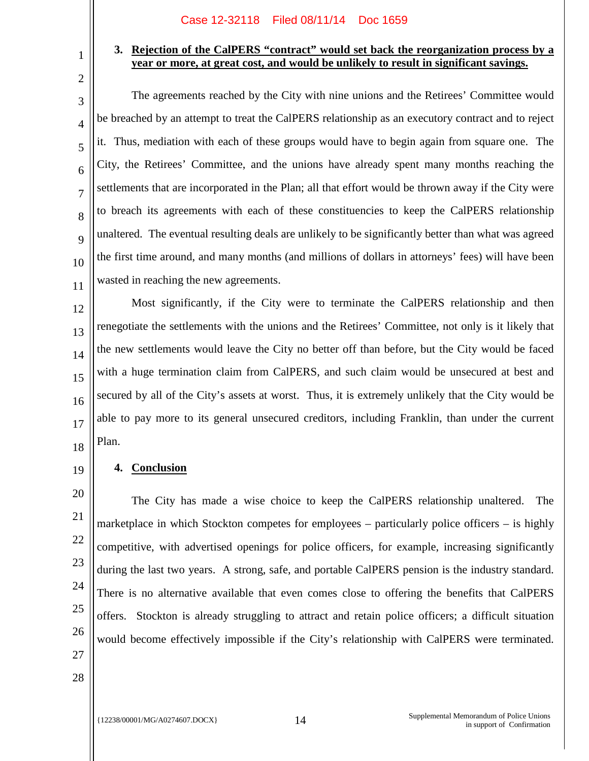### 3. Rejection of the CalPERS "contract" would set back the reorganization process by a year or more, at great cost, and would be unlikely to result in significant savings.

The agreements reached by the City with nine unions and the Retirees' Committee would be breached by an attempt to treat the CalPERS relationship as an executory contract and to reject it. Thus, mediation with each of these groups would have to begin again from square one. The City, the Retirees' Committee, and the unions have already spent many months reaching the settlements that are incorporated in the Plan; all that effort would be thrown away if the City were to breach its agreements with each of these constituencies to keep the CalPERS relationship unaltered. The eventual resulting deals are unlikely to be significantly better than what was agreed the first time around, and many months (and millions of dollars in attorneys' fees) will have been wasted in reaching the new agreements.

Most significantly, if the City were to terminate the CalPERS relationship and then renegotiate the settlements with the unions and the Retirees' Committee, not only is it likely that the new settlements would leave the City no better off than before, but the City would be faced with a huge termination claim from CalPERS, and such claim would be unsecured at best and secured by all of the City's assets at worst. Thus, it is extremely unlikely that the City would be able to pay more to its general unsecured creditors, including Franklin, than under the current Plan.

### 4. Conclusion

The City has made a wise choice to keep the CalPERS relationship unaltered. The marketplace in which Stockton competes for employees – particularly police officers – is highly competitive, with advertised openings for police officers, for example, increasing significantly during the last two years. A strong, safe, and portable CalPERS pension is the industry standard. There is no alternative available that even comes close to offering the benefits that CalPERS offers. Stockton is already struggling to attract and retain police officers; a difficult situation would become effectively impossible if the City's relationship with CalPERS were terminated.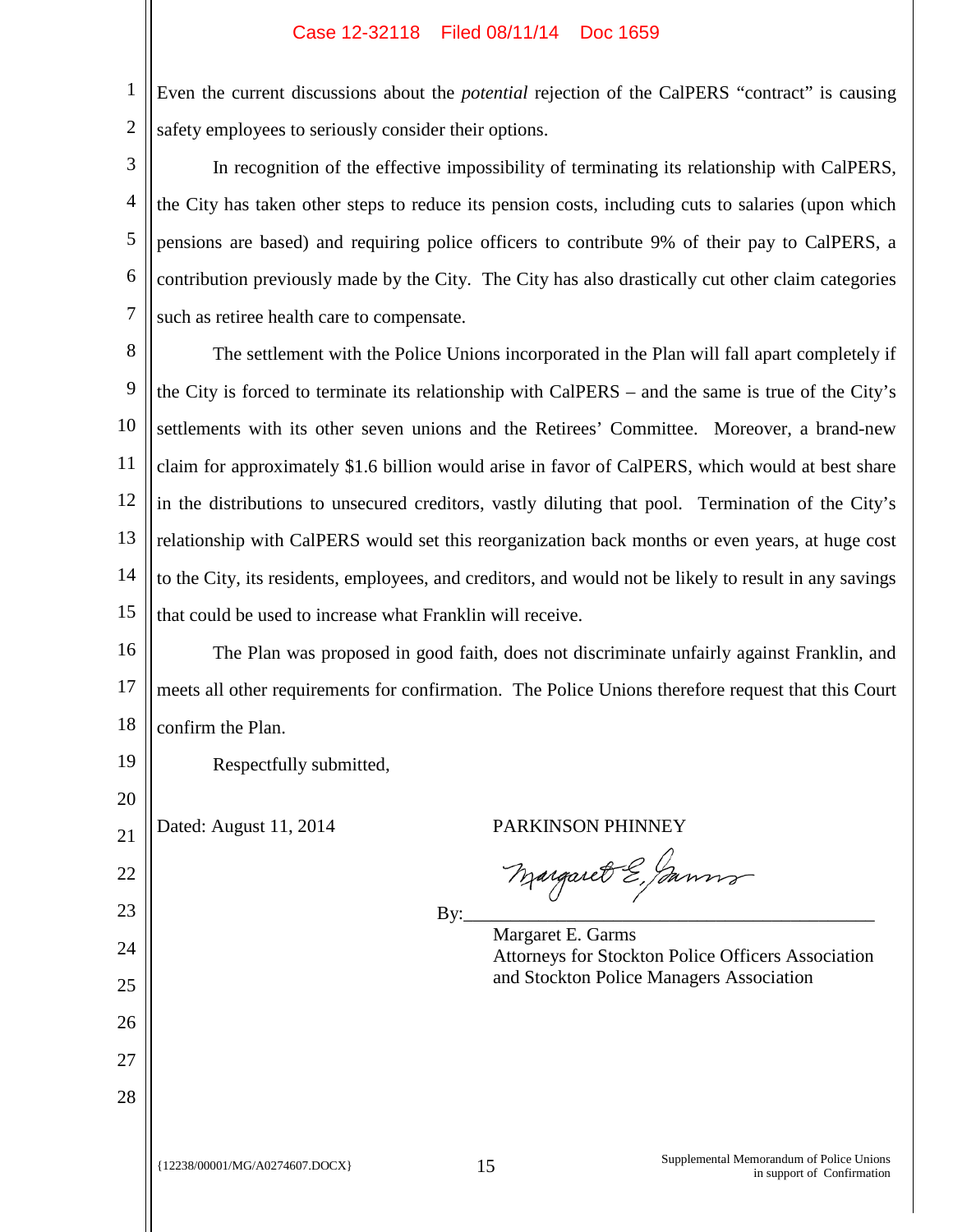Even the current discussions about the *potential* rejection of the CalPERS "contract" is causing safety employees to seriously consider their options.

In recognition of the effective impossibility of terminating its relationship with CalPERS, the City has taken other steps to reduce its pension costs, including cuts to salaries (upon which pensions are based) and requiring police officers to contribute 9% of their pay to CalPERS, a contribution previously made by the City. The City has also drastically cut other claim categories such as retiree health care to compensate.

The settlement with the Police Unions incorporated in the Plan will fall apart completely if the City is forced to terminate its relationship with CalPERS – and the same is true of the City's settlements with its other seven unions and the Retirees' Committee. Moreover, a brand-new claim for approximately $1.6 billion would arise in favor of CalPERS, which would at best share in the distributions to unsecured creditors, vastly diluting that pool. Termination of the City's relationship with CalPERS would set this reorganization back months or even years, at huge cost to the City, its residents, employees, and creditors, and would not be likely to result in any savings that could be used to increase what Franklin will receive.

The Plan was proposed in good faith, does not discriminate unfairly against Franklin, and meets all other requirements for confirmation. The Police Unions therefore request that this Court confirm the Plan.

Respectfully submitted,

Dated: August 11, 2014

PARKINSON PHINNEY

By: /s/ Margaret E. Garms

Margaret E. Garms
Attorneys for Stockton Police Officers Association and Stockton Police Managers Association

{12238/00001/MG/A0274607.DOCX}

Supplemental Memorandum of Police Unions in support of Confirmation